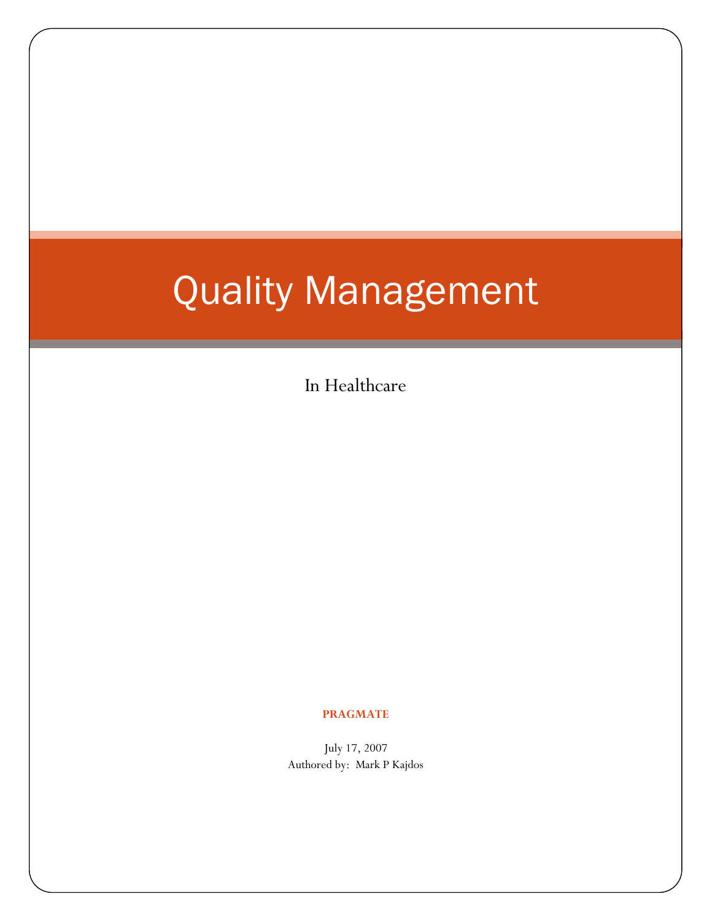# Quality Management

In Healthcare

**PRAGMATE**

July 17, 2007

Authored by: Mark P Kajdos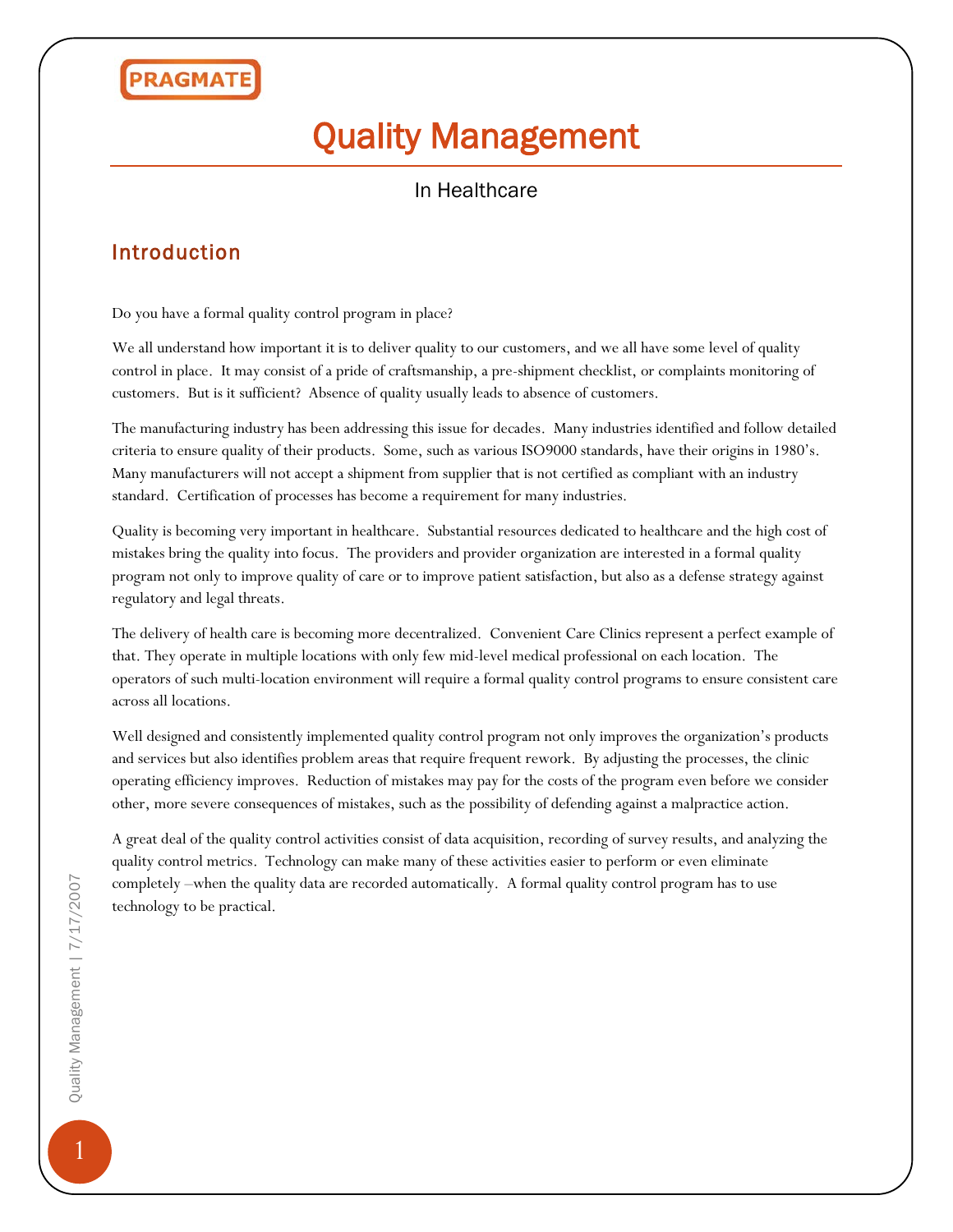# Quality Management

In Healthcare

## Introduction

Do you have a formal quality control program in place?

We all understand how important it is to deliver quality to our customers, and we all have some level of quality control in place. It may consist of a pride of craftsmanship, a pre-shipment checklist, or complaints monitoring of customers. But is it sufficient? Absence of quality usually leads to absence of customers.

The manufacturing industry has been addressing this issue for decades. Many industries identified and follow detailed criteria to ensure quality of their products. Some, such as various ISO9000 standards, have their origins in 1980's. Many manufacturers will not accept a shipment from supplier that is not certified as compliant with an industry standard. Certification of processes has become a requirement for many industries.

Quality is becoming very important in healthcare. Substantial resources dedicated to healthcare and the high cost of mistakes bring the quality into focus. The providers and provider organization are interested in a formal quality program not only to improve quality of care or to improve patient satisfaction, but also as a defense strategy against regulatory and legal threats.

The delivery of health care is becoming more decentralized. Convenient Care Clinics represent a perfect example of that. They operate in multiple locations with only few mid-level medical professional on each location. The operators of such multi-location environment will require a formal quality control programs to ensure consistent care across all locations.

Well designed and consistently implemented quality control program not only improves the organization's products and services but also identifies problem areas that require frequent rework. By adjusting the processes, the clinic operating efficiency improves. Reduction of mistakes may pay for the costs of the program even before we consider other, more severe consequences of mistakes, such as the possibility of defending against a malpractice action.

A great deal of the quality control activities consist of data acquisition, recording of survey results, and analyzing the quality control metrics. Technology can make many of these activities easier to perform or even eliminate completely –when the quality data are recorded automatically. A formal quality control program has to use technology to be practical.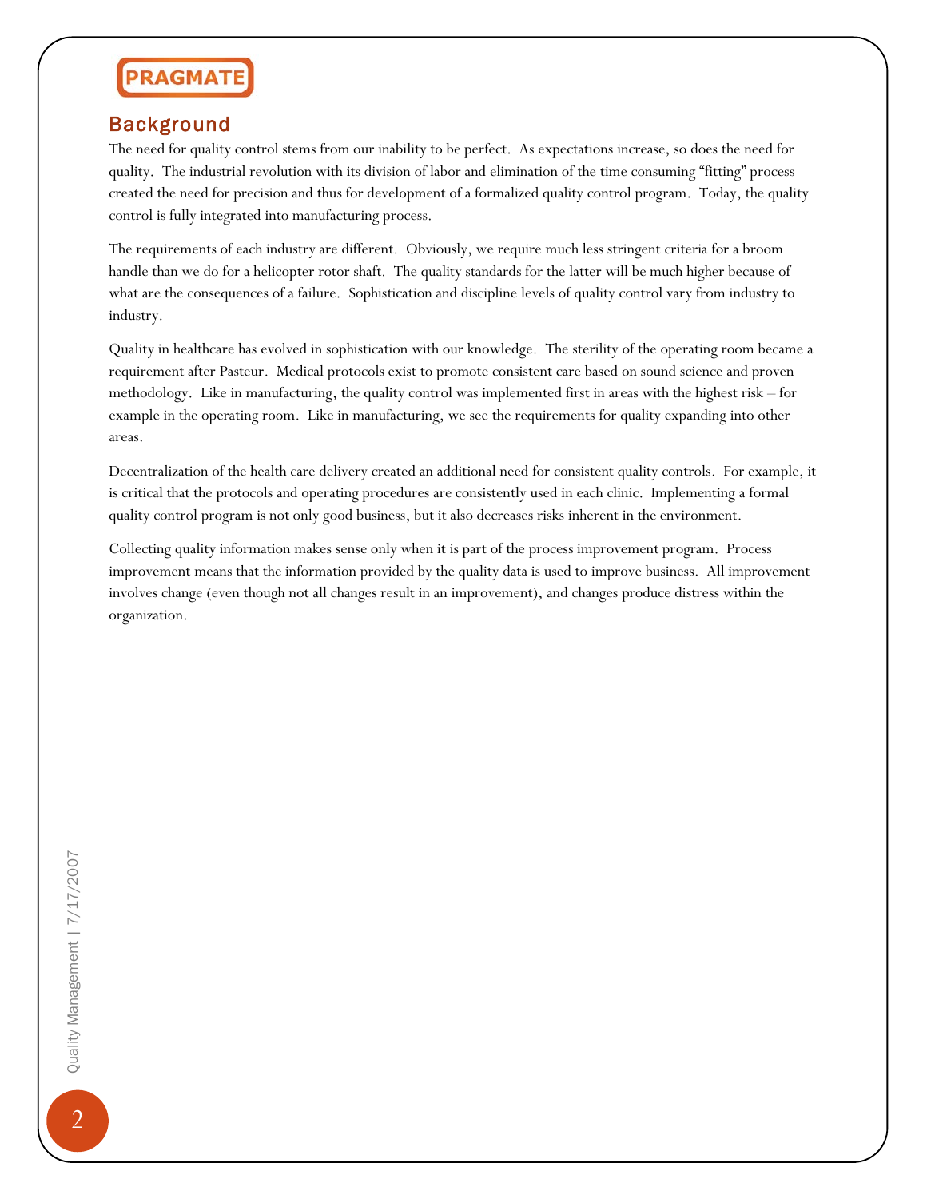## Background

The need for quality control stems from our inability to be perfect. As expectations increase, so does the need for quality. The industrial revolution with its division of labor and elimination of the time consuming "fitting" process created the need for precision and thus for development of a formalized quality control program. Today, the quality control is fully integrated into manufacturing process.

The requirements of each industry are different. Obviously, we require much less stringent criteria for a broom handle than we do for a helicopter rotor shaft. The quality standards for the latter will be much higher because of what are the consequences of a failure. Sophistication and discipline levels of quality control vary from industry to industry.

Quality in healthcare has evolved in sophistication with our knowledge. The sterility of the operating room became a requirement after Pasteur. Medical protocols exist to promote consistent care based on sound science and proven methodology. Like in manufacturing, the quality control was implemented first in areas with the highest risk – for example in the operating room. Like in manufacturing, we see the requirements for quality expanding into other areas.

Decentralization of the health care delivery created an additional need for consistent quality controls. For example, it is critical that the protocols and operating procedures are consistently used in each clinic. Implementing a formal quality control program is not only good business, but it also decreases risks inherent in the environment.

Collecting quality information makes sense only when it is part of the process improvement program. Process improvement means that the information provided by the quality data is used to improve business. All improvement involves change (even though not all changes result in an improvement), and changes produce distress within the organization.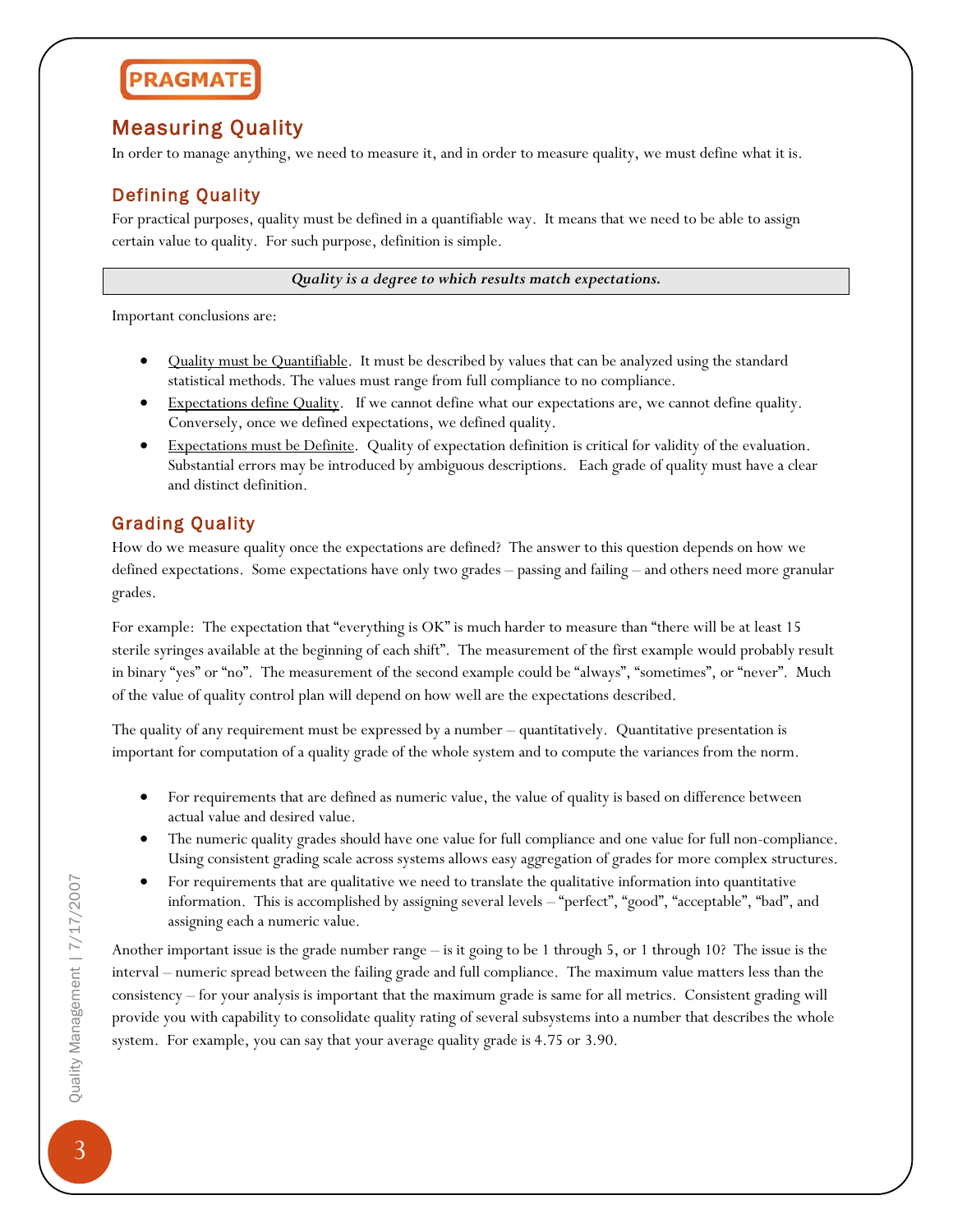## Measuring Quality

In order to manage anything, we need to measure it, and in order to measure quality, we must define what it is.

### Defining Quality

For practical purposes, quality must be defined in a quantifiable way. It means that we need to be able to assign certain value to quality. For such purpose, definition is simple.

***Quality is a degree to which results match expectations.***

Important conclusions are:

- Quality must be Quantifiable. It must be described by values that can be analyzed using the standard statistical methods. The values must range from full compliance to no compliance.
- Expectations define Quality. If we cannot define what our expectations are, we cannot define quality. Conversely, once we defined expectations, we defined quality.
- Expectations must be Definite. Quality of expectation definition is critical for validity of the evaluation. Substantial errors may be introduced by ambiguous descriptions. Each grade of quality must have a clear and distinct definition.

### Grading Quality

How do we measure quality once the expectations are defined? The answer to this question depends on how we defined expectations. Some expectations have only two grades – passing and failing – and others need more granular grades.

For example: The expectation that "everything is OK" is much harder to measure than "there will be at least 15 sterile syringes available at the beginning of each shift". The measurement of the first example would probably result in binary "yes" or "no". The measurement of the second example could be "always", "sometimes", or "never". Much of the value of quality control plan will depend on how well are the expectations described.

The quality of any requirement must be expressed by a number – quantitatively. Quantitative presentation is important for computation of a quality grade of the whole system and to compute the variances from the norm.

- For requirements that are defined as numeric value, the value of quality is based on difference between actual value and desired value.
- The numeric quality grades should have one value for full compliance and one value for full non-compliance. Using consistent grading scale across systems allows easy aggregation of grades for more complex structures.
- For requirements that are qualitative we need to translate the qualitative information into quantitative information. This is accomplished by assigning several levels – "perfect", "good", "acceptable", "bad", and assigning each a numeric value.

Another important issue is the grade number range – is it going to be 1 through 5, or 1 through 10? The issue is the interval – numeric spread between the failing grade and full compliance. The maximum value matters less than the consistency – for your analysis is important that the maximum grade is same for all metrics. Consistent grading will provide you with capability to consolidate quality rating of several subsystems into a number that describes the whole system. For example, you can say that your average quality grade is 4.75 or 3.90.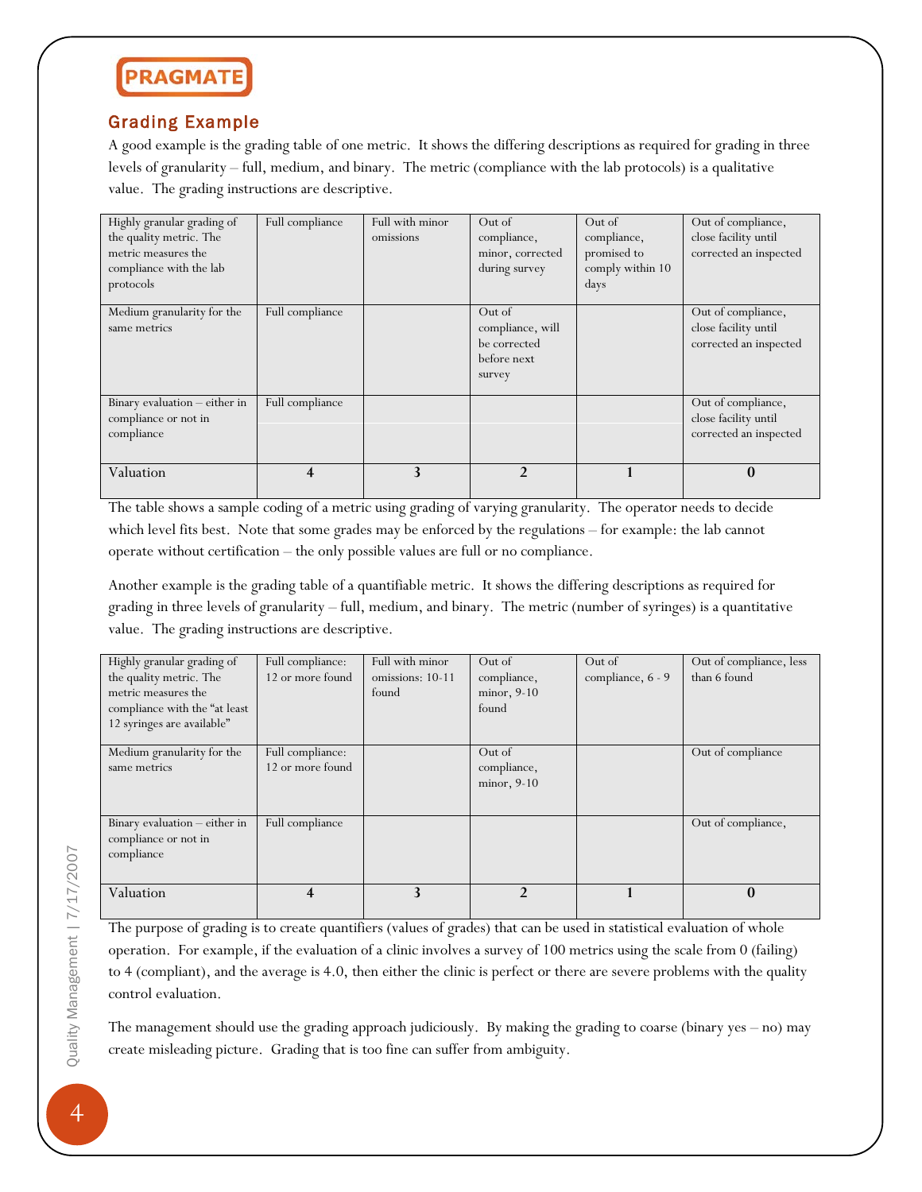## Grading Example

A good example is the grading table of one metric. It shows the differing descriptions as required for grading in three levels of granularity – full, medium, and binary. The metric (compliance with the lab protocols) is a qualitative value. The grading instructions are descriptive.

| Highly granular grading of the quality metric. The metric measures the compliance with the lab protocols | Full compliance | Full with minor omissions | Out of compliance, minor, corrected during survey | Out of compliance, promised to comply within 10 days | Out of compliance, close facility until corrected an inspected |
|---|---|---|---|---|---|
| Medium granularity for the same metrics | Full compliance | | Out of compliance, will be corrected before next survey | | Out of compliance, close facility until corrected an inspected |
| Binary evaluation – either in compliance or not in compliance | Full compliance | | | | Out of compliance, close facility until corrected an inspected |
| Valuation | **4** | **3** | **2** | **1** | **0** |

The table shows a sample coding of a metric using grading of varying granularity. The operator needs to decide which level fits best. Note that some grades may be enforced by the regulations – for example: the lab cannot operate without certification – the only possible values are full or no compliance.

Another example is the grading table of a quantifiable metric. It shows the differing descriptions as required for grading in three levels of granularity – full, medium, and binary. The metric (number of syringes) is a quantitative value. The grading instructions are descriptive.

| Highly granular grading of the quality metric. The metric measures the compliance with the "at least 12 syringes are available" | Full compliance: 12 or more found | Full with minor omissions: 10-11 found | Out of compliance, minor, 9-10 found | Out of compliance, 6 - 9 | Out of compliance, less than 6 found |
|---|---|---|---|---|---|
| Medium granularity for the same metrics | Full compliance: 12 or more found | | Out of compliance, minor, 9-10 | | Out of compliance |
| Binary evaluation – either in compliance or not in compliance | Full compliance | | | | Out of compliance, |
| Valuation | **4** | **3** | **2** | **1** | **0** |

The purpose of grading is to create quantifiers (values of grades) that can be used in statistical evaluation of whole operation. For example, if the evaluation of a clinic involves a survey of 100 metrics using the scale from 0 (failing) to 4 (compliant), and the average is 4.0, then either the clinic is perfect or there are severe problems with the quality control evaluation.

The management should use the grading approach judiciously. By making the grading to coarse (binary yes – no) may create misleading picture. Grading that is too fine can suffer from ambiguity.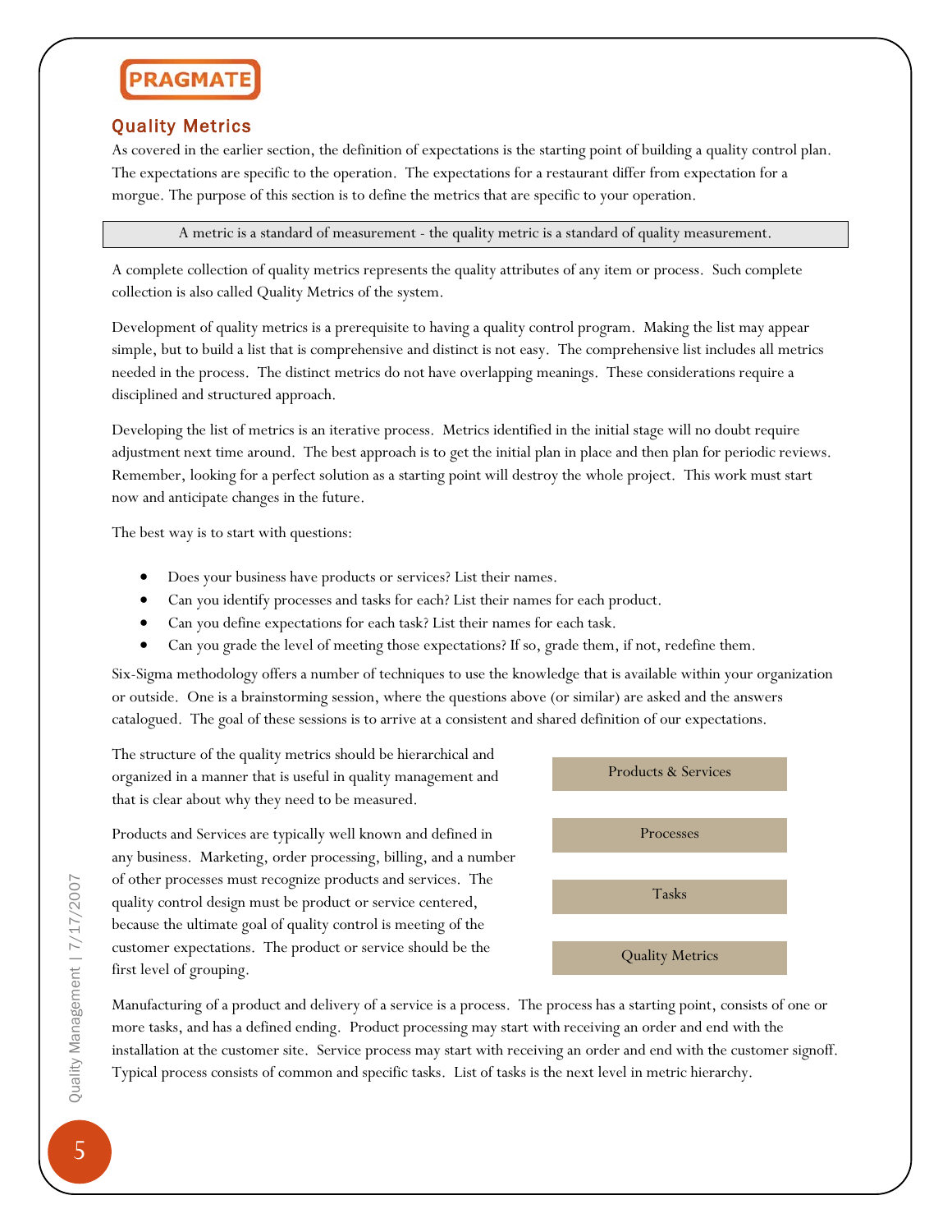## Quality Metrics

As covered in the earlier section, the definition of expectations is the starting point of building a quality control plan. The expectations are specific to the operation. The expectations for a restaurant differ from expectation for a morgue. The purpose of this section is to define the metrics that are specific to your operation.

> A metric is a standard of measurement - the quality metric is a standard of quality measurement.

A complete collection of quality metrics represents the quality attributes of any item or process. Such complete collection is also called Quality Metrics of the system.

Development of quality metrics is a prerequisite to having a quality control program. Making the list may appear simple, but to build a list that is comprehensive and distinct is not easy. The comprehensive list includes all metrics needed in the process. The distinct metrics do not have overlapping meanings. These considerations require a disciplined and structured approach.

Developing the list of metrics is an iterative process. Metrics identified in the initial stage will no doubt require adjustment next time around. The best approach is to get the initial plan in place and then plan for periodic reviews. Remember, looking for a perfect solution as a starting point will destroy the whole project. This work must start now and anticipate changes in the future.

The best way is to start with questions:

- Does your business have products or services? List their names.
- Can you identify processes and tasks for each? List their names for each product.
- Can you define expectations for each task? List their names for each task.
- Can you grade the level of meeting those expectations? If so, grade them, if not, redefine them.

Six-Sigma methodology offers a number of techniques to use the knowledge that is available within your organization or outside. One is a brainstorming session, where the questions above (or similar) are asked and the answers catalogued. The goal of these sessions is to arrive at a consistent and shared definition of our expectations.

The structure of the quality metrics should be hierarchical and organized in a manner that is useful in quality management and that is clear about why they need to be measured.

Products & Services

Processes

Tasks

Quality Metrics

Products and Services are typically well known and defined in any business. Marketing, order processing, billing, and a number of other processes must recognize products and services. The quality control design must be product or service centered, because the ultimate goal of quality control is meeting of the customer expectations. The product or service should be the first level of grouping.

Manufacturing of a product and delivery of a service is a process. The process has a starting point, consists of one or more tasks, and has a defined ending. Product processing may start with receiving an order and end with the installation at the customer site. Service process may start with receiving an order and end with the customer signoff. Typical process consists of common and specific tasks. List of tasks is the next level in metric hierarchy.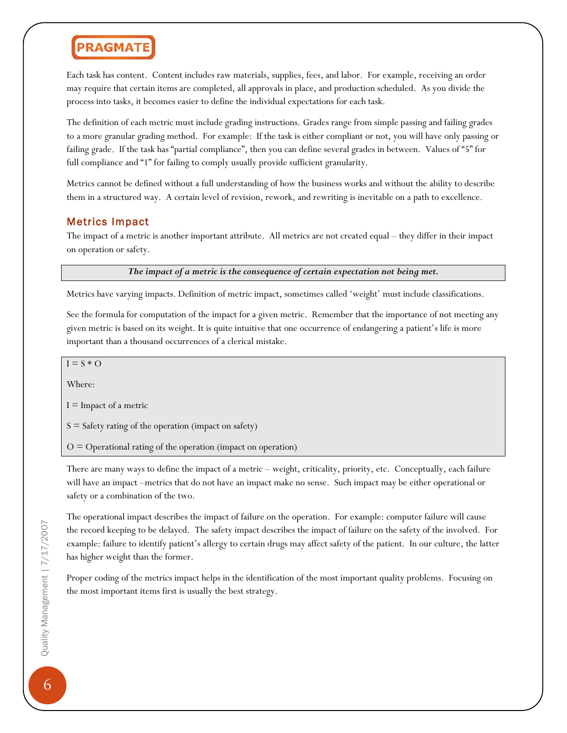Each task has content. Content includes raw materials, supplies, fees, and labor. For example, receiving an order may require that certain items are completed, all approvals in place, and production scheduled. As you divide the process into tasks, it becomes easier to define the individual expectations for each task.

The definition of each metric must include grading instructions. Grades range from simple passing and failing grades to a more granular grading method. For example: If the task is either compliant or not, you will have only passing or failing grade. If the task has "partial compliance", then you can define several grades in between. Values of "5" for full compliance and "1" for failing to comply usually provide sufficient granularity.

Metrics cannot be defined without a full understanding of how the business works and without the ability to describe them in a structured way. A certain level of revision, rework, and rewriting is inevitable on a path to excellence.

## Metrics Impact

The impact of a metric is another important attribute. All metrics are not created equal – they differ in their impact on operation or safety.

> ***The impact of a metric is the consequence of certain expectation not being met.***

Metrics have varying impacts. Definition of metric impact, sometimes called 'weight' must include classifications.

See the formula for computation of the impact for a given metric. Remember that the importance of not meeting any given metric is based on its weight. It is quite intuitive that one occurrence of endangering a patient's life is more important than a thousand occurrences of a clerical mistake.

$$I = S * O$$

Where:

$I$ = Impact of a metric

$S$ = Safety rating of the operation (impact on safety)

$O$ = Operational rating of the operation (impact on operation)

There are many ways to define the impact of a metric – weight, criticality, priority, etc. Conceptually, each failure will have an impact –metrics that do not have an impact make no sense. Such impact may be either operational or safety or a combination of the two.

The operational impact describes the impact of failure on the operation. For example: computer failure will cause the record keeping to be delayed. The safety impact describes the impact of failure on the safety of the involved. For example: failure to identify patient's allergy to certain drugs may affect safety of the patient. In our culture, the latter has higher weight than the former.

Proper coding of the metrics impact helps in the identification of the most important quality problems. Focusing on the most important items first is usually the best strategy.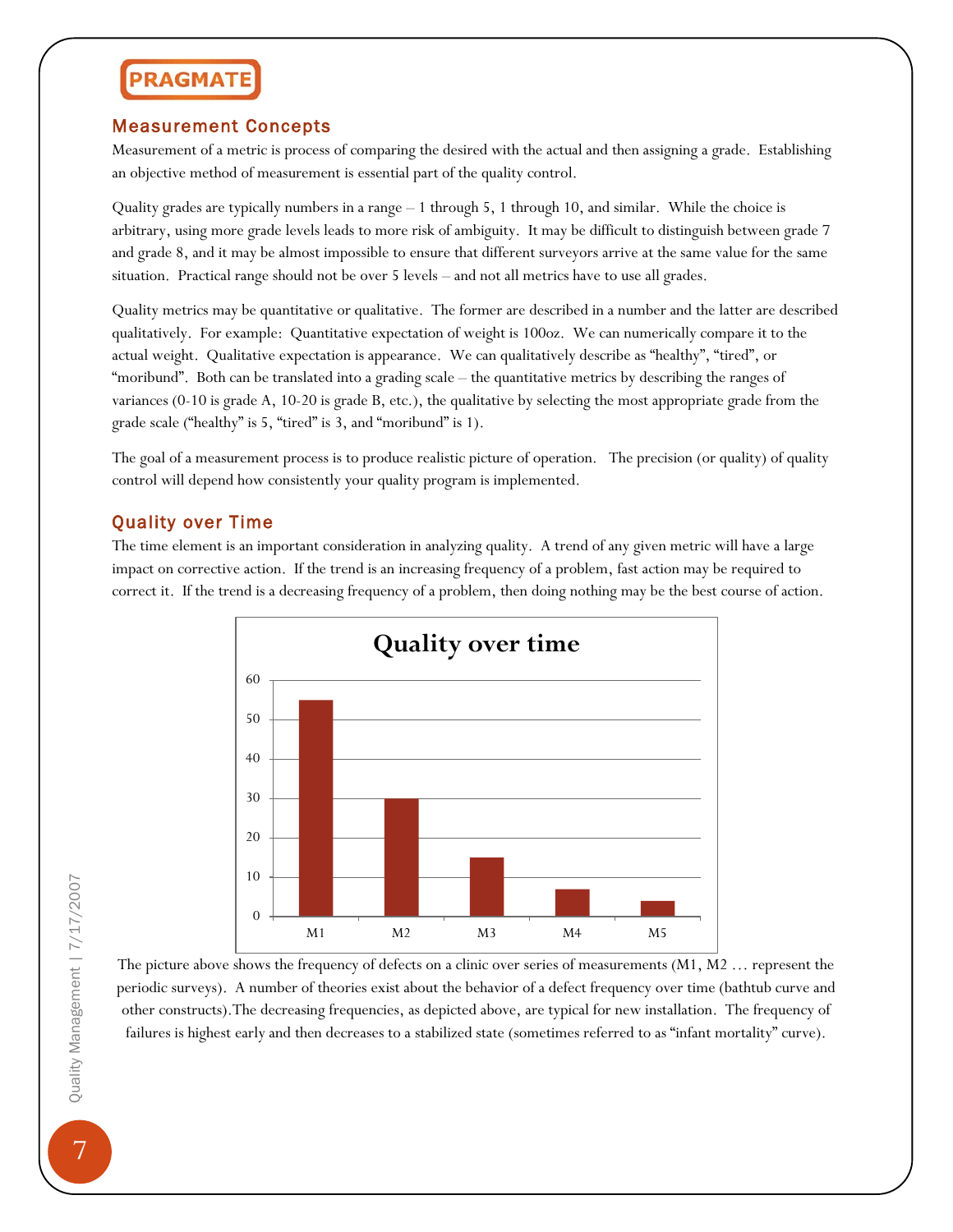## Measurement Concepts

Measurement of a metric is process of comparing the desired with the actual and then assigning a grade. Establishing an objective method of measurement is essential part of the quality control.

Quality grades are typically numbers in a range – 1 through 5, 1 through 10, and similar. While the choice is arbitrary, using more grade levels leads to more risk of ambiguity. It may be difficult to distinguish between grade 7 and grade 8, and it may be almost impossible to ensure that different surveyors arrive at the same value for the same situation. Practical range should not be over 5 levels – and not all metrics have to use all grades.

Quality metrics may be quantitative or qualitative. The former are described in a number and the latter are described qualitatively. For example: Quantitative expectation of weight is 100oz. We can numerically compare it to the actual weight. Qualitative expectation is appearance. We can qualitatively describe as "healthy", "tired", or "moribund". Both can be translated into a grading scale – the quantitative metrics by describing the ranges of variances (0-10 is grade A, 10-20 is grade B, etc.), the qualitative by selecting the most appropriate grade from the grade scale ("healthy" is 5, "tired" is 3, and "moribund" is 1).

The goal of a measurement process is to produce realistic picture of operation. The precision (or quality) of quality control will depend how consistently your quality program is implemented.

## Quality over Time

The time element is an important consideration in analyzing quality. A trend of any given metric will have a large impact on corrective action. If the trend is an increasing frequency of a problem, fast action may be required to correct it. If the trend is a decreasing frequency of a problem, then doing nothing may be the best course of action.

**Quality over time**

| | M1 | M2 | M3 | M4 | M5 |
|---|---|---|---|---|---|
| Frequency of defects | 55 | 30 | 15 | 7 | 4 |

The picture above shows the frequency of defects on a clinic over series of measurements (M1, M2 … represent the periodic surveys). A number of theories exist about the behavior of a defect frequency over time (bathtub curve and other constructs).The decreasing frequencies, as depicted above, are typical for new installation. The frequency of failures is highest early and then decreases to a stabilized state (sometimes referred to as "infant mortality" curve).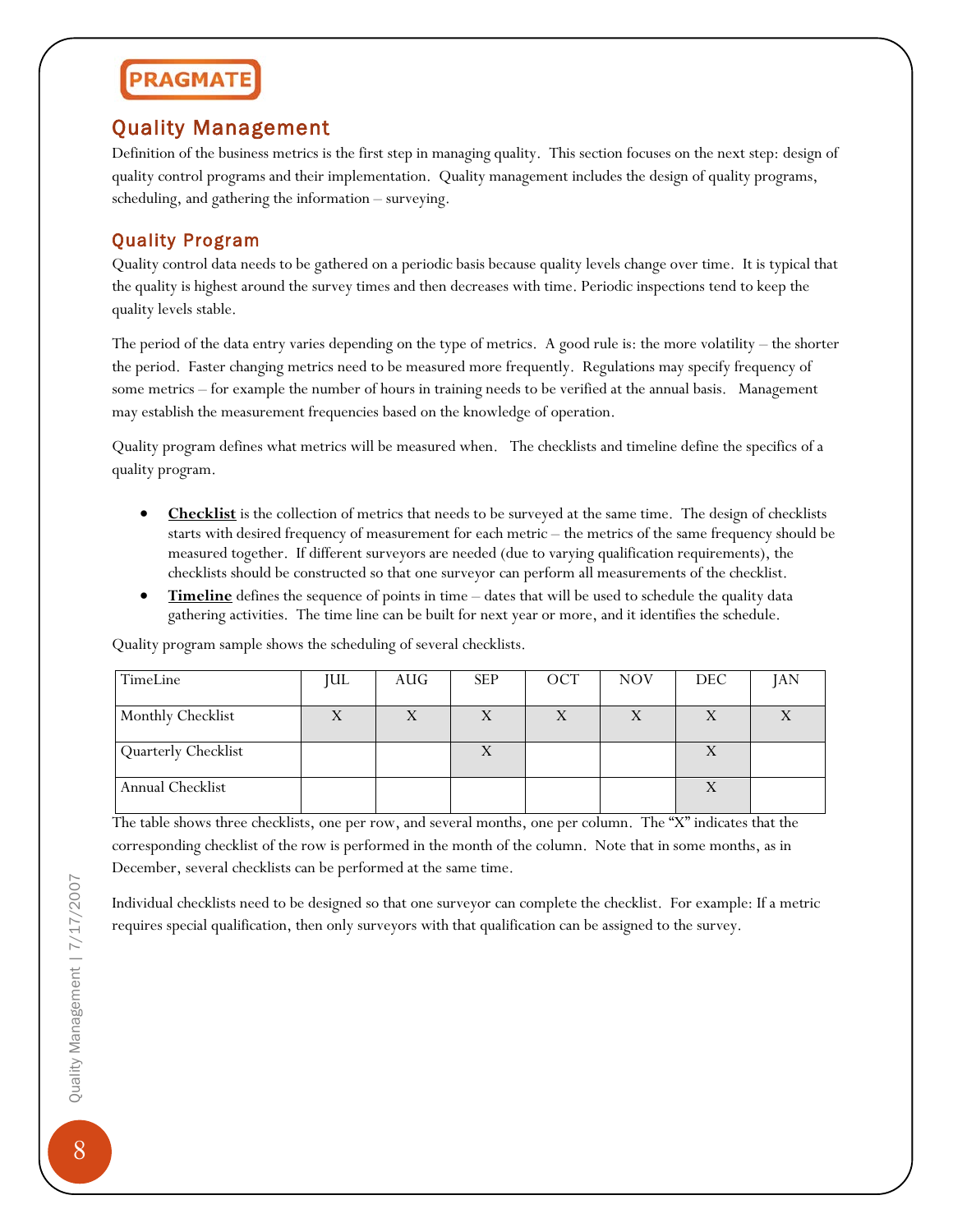## Quality Management

Definition of the business metrics is the first step in managing quality. This section focuses on the next step: design of quality control programs and their implementation. Quality management includes the design of quality programs, scheduling, and gathering the information – surveying.

### Quality Program

Quality control data needs to be gathered on a periodic basis because quality levels change over time. It is typical that the quality is highest around the survey times and then decreases with time. Periodic inspections tend to keep the quality levels stable.

The period of the data entry varies depending on the type of metrics. A good rule is: the more volatility – the shorter the period. Faster changing metrics need to be measured more frequently. Regulations may specify frequency of some metrics – for example the number of hours in training needs to be verified at the annual basis. Management may establish the measurement frequencies based on the knowledge of operation.

Quality program defines what metrics will be measured when. The checklists and timeline define the specifics of a quality program.

- **Checklist** is the collection of metrics that needs to be surveyed at the same time. The design of checklists starts with desired frequency of measurement for each metric – the metrics of the same frequency should be measured together. If different surveyors are needed (due to varying qualification requirements), the checklists should be constructed so that one surveyor can perform all measurements of the checklist.
- **Timeline** defines the sequence of points in time – dates that will be used to schedule the quality data gathering activities. The time line can be built for next year or more, and it identifies the schedule.

Quality program sample shows the scheduling of several checklists.

| TimeLine | JUL | AUG | SEP | OCT | NOV | DEC | JAN |
|---|---|---|---|---|---|---|---|
| Monthly Checklist | X | X | X | X | X | X | X |
| Quarterly Checklist | | | X | | | X | |
| Annual Checklist | | | | | | X | |

The table shows three checklists, one per row, and several months, one per column. The "X" indicates that the corresponding checklist of the row is performed in the month of the column. Note that in some months, as in December, several checklists can be performed at the same time.

Individual checklists need to be designed so that one surveyor can complete the checklist. For example: If a metric requires special qualification, then only surveyors with that qualification can be assigned to the survey.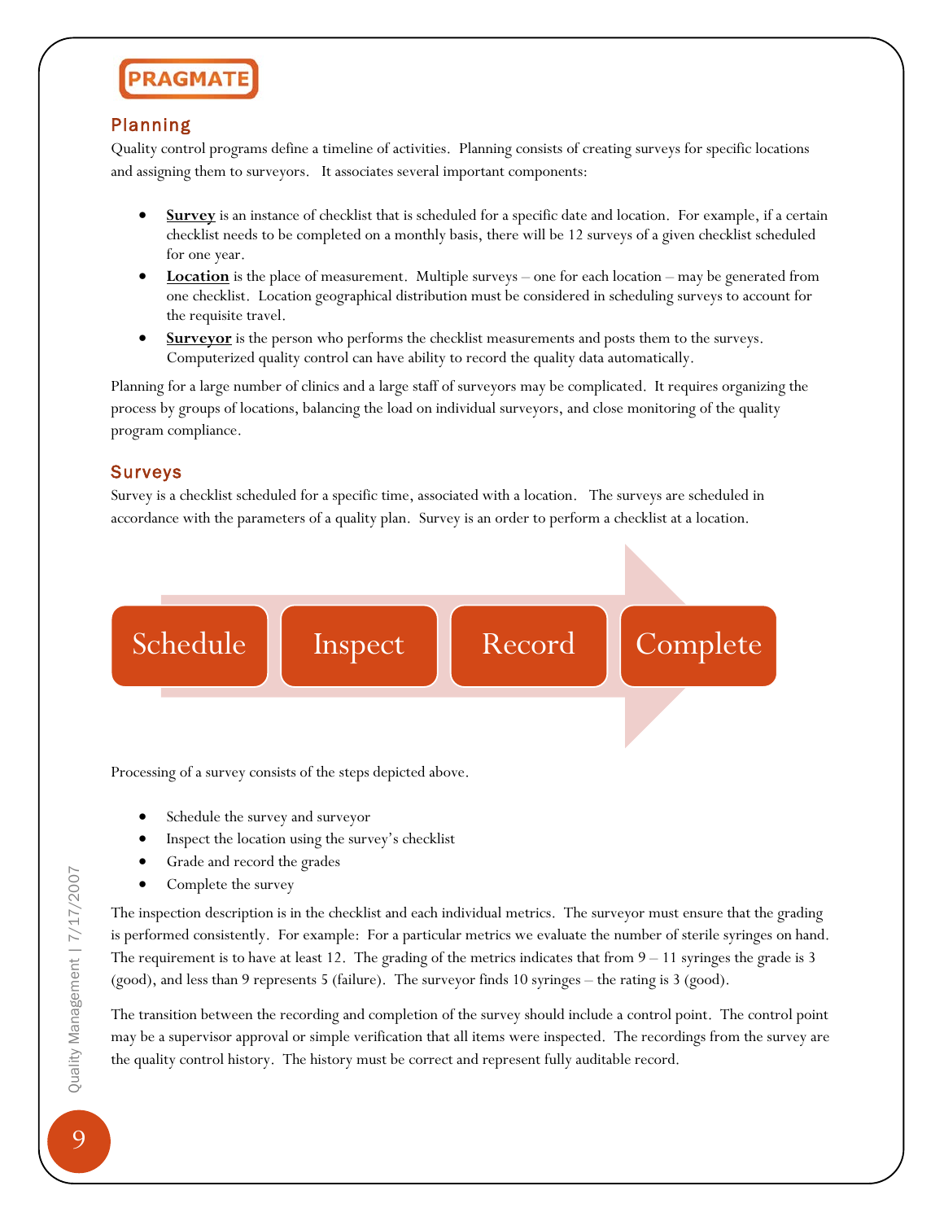## Planning

Quality control programs define a timeline of activities. Planning consists of creating surveys for specific locations and assigning them to surveyors. It associates several important components:

- **Survey** is an instance of checklist that is scheduled for a specific date and location. For example, if a certain checklist needs to be completed on a monthly basis, there will be 12 surveys of a given checklist scheduled for one year.
- **Location** is the place of measurement. Multiple surveys – one for each location – may be generated from one checklist. Location geographical distribution must be considered in scheduling surveys to account for the requisite travel.
- **Surveyor** is the person who performs the checklist measurements and posts them to the surveys. Computerized quality control can have ability to record the quality data automatically.

Planning for a large number of clinics and a large staff of surveyors may be complicated. It requires organizing the process by groups of locations, balancing the load on individual surveyors, and close monitoring of the quality program compliance.

## Surveys

Survey is a checklist scheduled for a specific time, associated with a location. The surveys are scheduled in accordance with the parameters of a quality plan. Survey is an order to perform a checklist at a location.

Schedule → Inspect → Record → Complete

Processing of a survey consists of the steps depicted above.

- Schedule the survey and surveyor
- Inspect the location using the survey's checklist
- Grade and record the grades
- Complete the survey

The inspection description is in the checklist and each individual metrics. The surveyor must ensure that the grading is performed consistently. For example: For a particular metrics we evaluate the number of sterile syringes on hand. The requirement is to have at least 12. The grading of the metrics indicates that from 9 – 11 syringes the grade is 3 (good), and less than 9 represents 5 (failure). The surveyor finds 10 syringes – the rating is 3 (good).

The transition between the recording and completion of the survey should include a control point. The control point may be a supervisor approval or simple verification that all items were inspected. The recordings from the survey are the quality control history. The history must be correct and represent fully auditable record.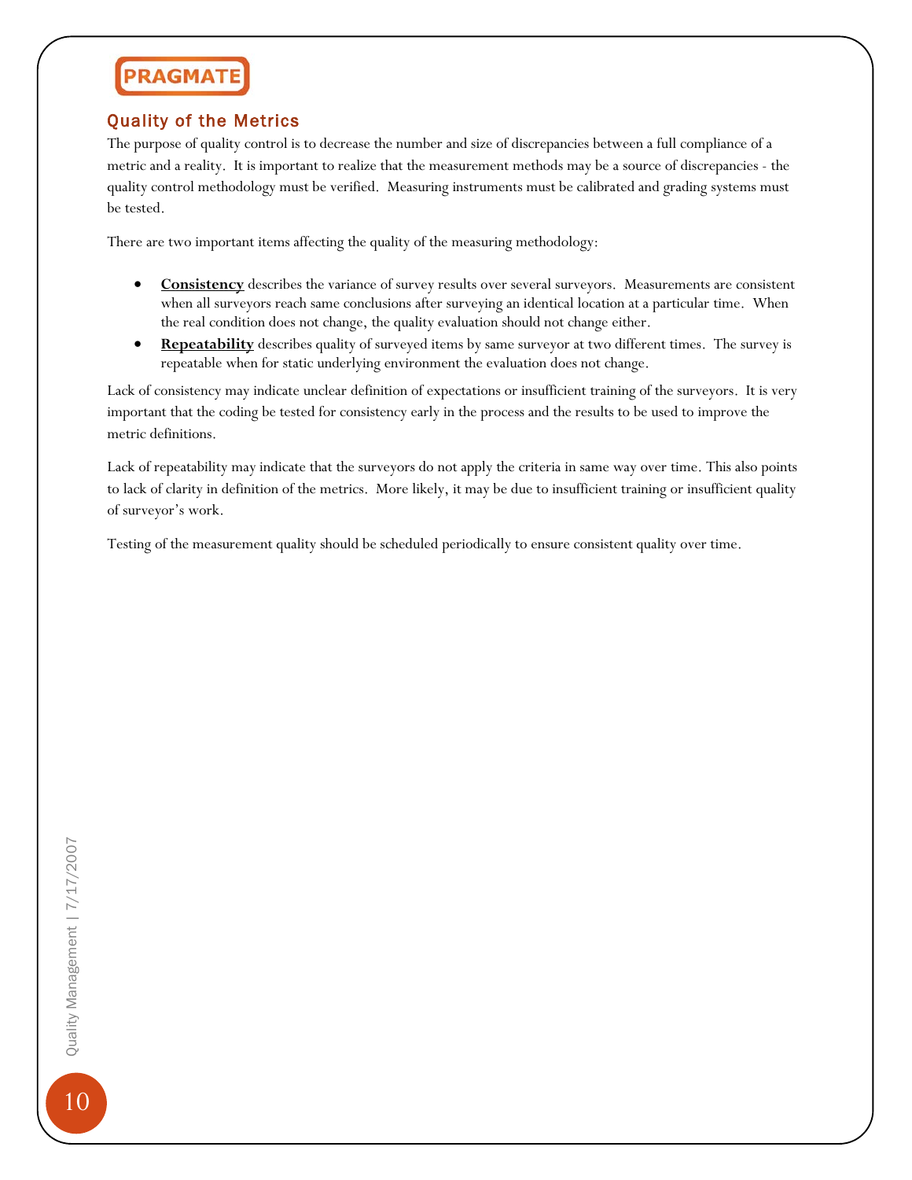## Quality of the Metrics

The purpose of quality control is to decrease the number and size of discrepancies between a full compliance of a metric and a reality. It is important to realize that the measurement methods may be a source of discrepancies - the quality control methodology must be verified. Measuring instruments must be calibrated and grading systems must be tested.

There are two important items affecting the quality of the measuring methodology:

- **Consistency** describes the variance of survey results over several surveyors. Measurements are consistent when all surveyors reach same conclusions after surveying an identical location at a particular time. When the real condition does not change, the quality evaluation should not change either.
- **Repeatability** describes quality of surveyed items by same surveyor at two different times. The survey is repeatable when for static underlying environment the evaluation does not change.

Lack of consistency may indicate unclear definition of expectations or insufficient training of the surveyors. It is very important that the coding be tested for consistency early in the process and the results to be used to improve the metric definitions.

Lack of repeatability may indicate that the surveyors do not apply the criteria in same way over time. This also points to lack of clarity in definition of the metrics. More likely, it may be due to insufficient training or insufficient quality of surveyor's work.

Testing of the measurement quality should be scheduled periodically to ensure consistent quality over time.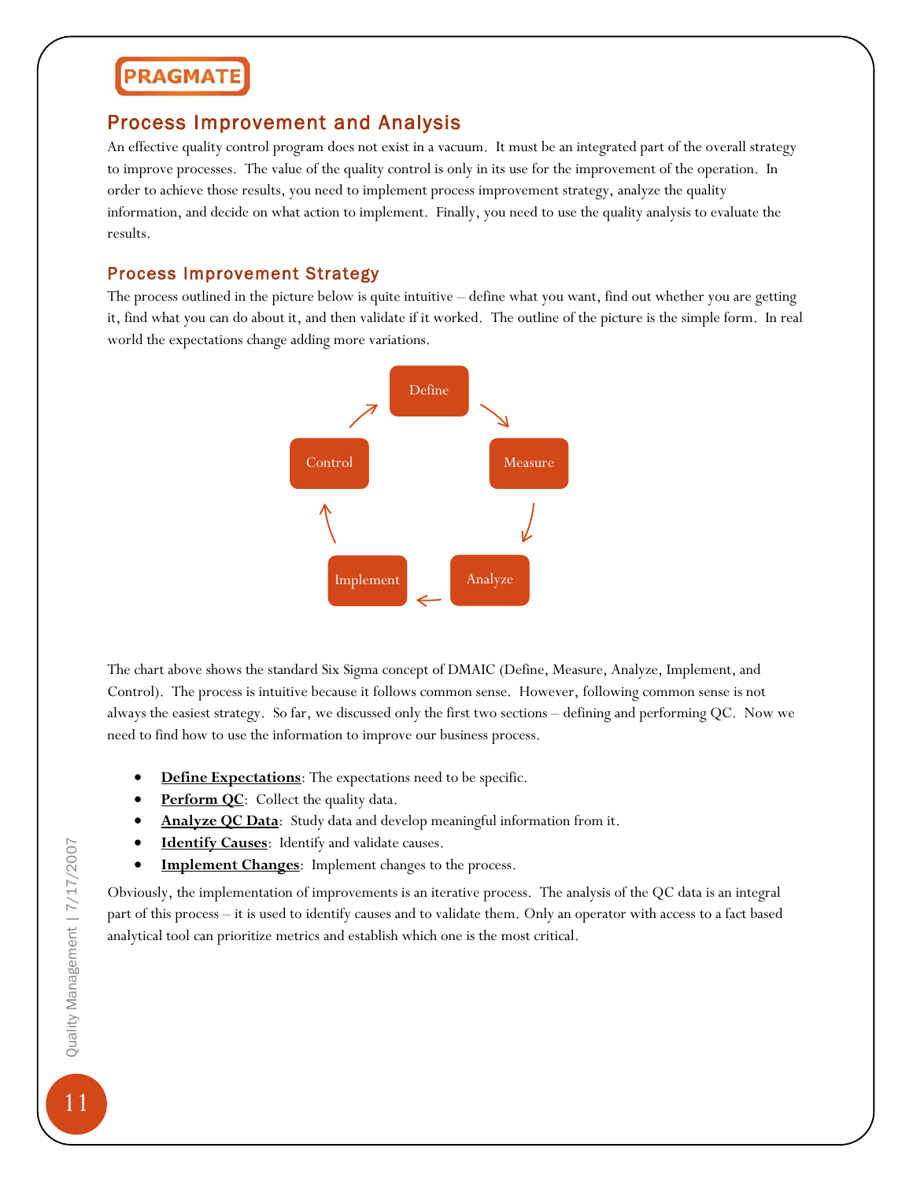## Process Improvement and Analysis

An effective quality control program does not exist in a vacuum. It must be an integrated part of the overall strategy to improve processes. The value of the quality control is only in its use for the improvement of the operation. In order to achieve those results, you need to implement process improvement strategy, analyze the quality information, and decide on what action to implement. Finally, you need to use the quality analysis to evaluate the results.

### Process Improvement Strategy

The process outlined in the picture below is quite intuitive – define what you want, find out whether you are getting it, find what you can do about it, and then validate if it worked. The outline of the picture is the simple form. In real world the expectations change adding more variations.

Define → Measure → Analyze → Implement → Control → Define

The chart above shows the standard Six Sigma concept of DMAIC (Define, Measure, Analyze, Implement, and Control). The process is intuitive because it follows common sense. However, following common sense is not always the easiest strategy. So far, we discussed only the first two sections – defining and performing QC. Now we need to find how to use the information to improve our business process.

- **Define Expectations**: The expectations need to be specific.
- **Perform QC**: Collect the quality data.
- **Analyze QC Data**: Study data and develop meaningful information from it.
- **Identify Causes**: Identify and validate causes.
- **Implement Changes**: Implement changes to the process.

Obviously, the implementation of improvements is an iterative process. The analysis of the QC data is an integral part of this process – it is used to identify causes and to validate them. Only an operator with access to a fact based analytical tool can prioritize metrics and establish which one is the most critical.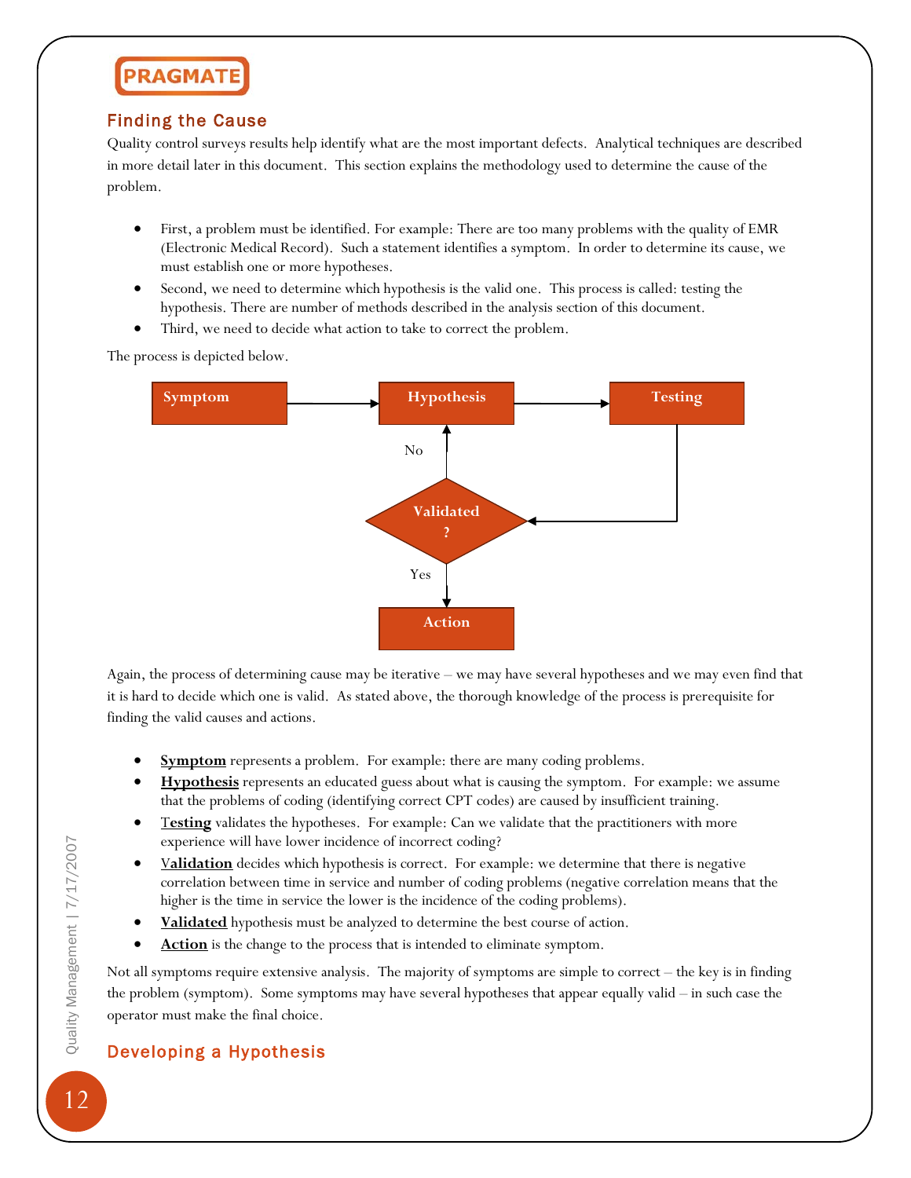## Finding the Cause

Quality control surveys results help identify what are the most important defects. Analytical techniques are described in more detail later in this document. This section explains the methodology used to determine the cause of the problem.

- First, a problem must be identified. For example: There are too many problems with the quality of EMR (Electronic Medical Record). Such a statement identifies a symptom. In order to determine its cause, we must establish one or more hypotheses.
- Second, we need to determine which hypothesis is the valid one. This process is called: testing the hypothesis. There are number of methods described in the analysis section of this document.
- Third, we need to decide what action to take to correct the problem.

The process is depicted below.

Symptom → Hypothesis → Testing → Validated ? — No → Hypothesis; Yes → Action

Again, the process of determining cause may be iterative – we may have several hypotheses and we may even find that it is hard to decide which one is valid. As stated above, the thorough knowledge of the process is prerequisite for finding the valid causes and actions.

- **Symptom** represents a problem. For example: there are many coding problems.
- **Hypothesis** represents an educated guess about what is causing the symptom. For example: we assume that the problems of coding (identifying correct CPT codes) are caused by insufficient training.
- **Testing** validates the hypotheses. For example: Can we validate that the practitioners with more experience will have lower incidence of incorrect coding?
- **Validation** decides which hypothesis is correct. For example: we determine that there is negative correlation between time in service and number of coding problems (negative correlation means that the higher is the time in service the lower is the incidence of the coding problems).
- **Validated** hypothesis must be analyzed to determine the best course of action.
- **Action** is the change to the process that is intended to eliminate symptom.

Not all symptoms require extensive analysis. The majority of symptoms are simple to correct – the key is in finding the problem (symptom). Some symptoms may have several hypotheses that appear equally valid – in such case the operator must make the final choice.

## Developing a Hypothesis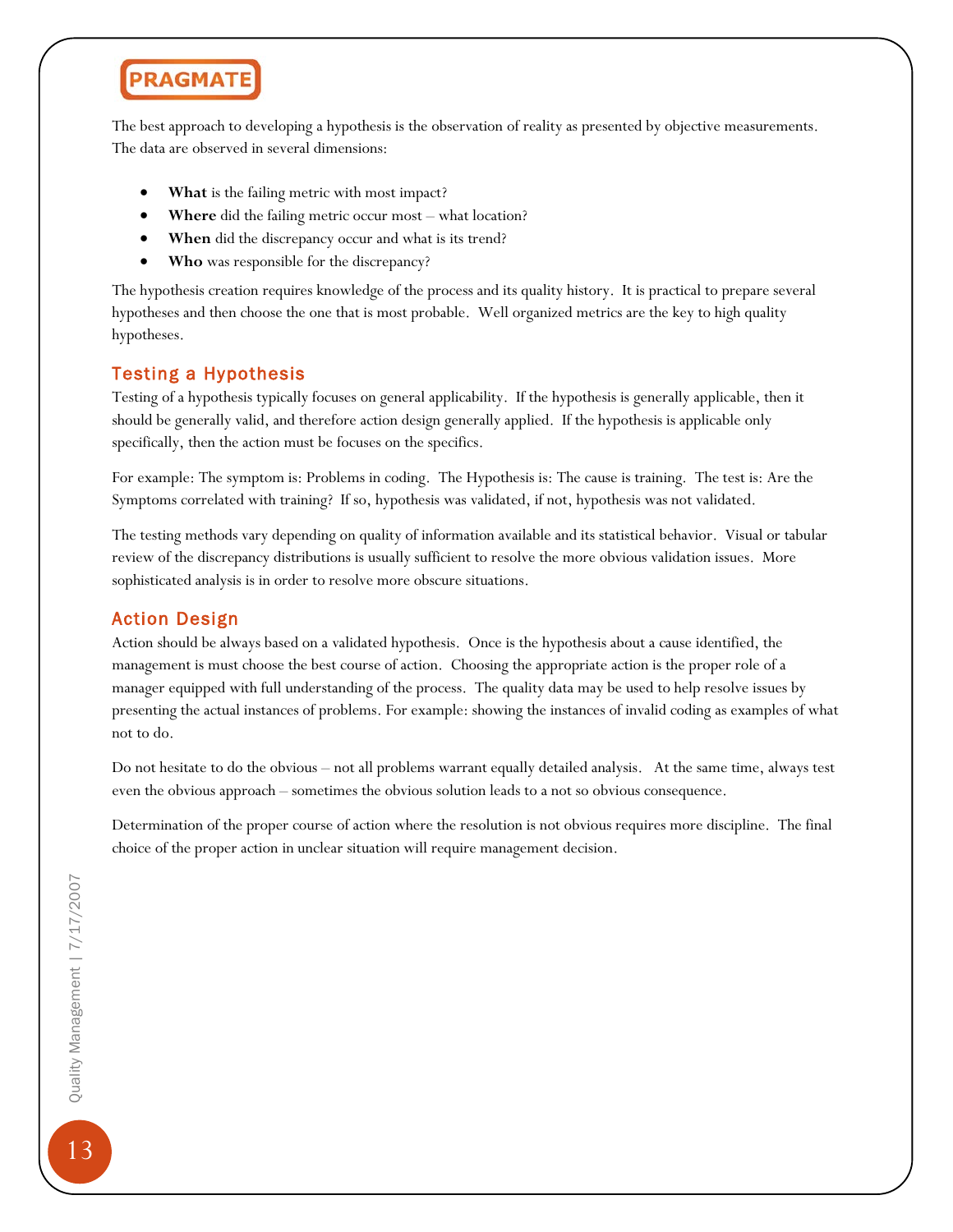The best approach to developing a hypothesis is the observation of reality as presented by objective measurements. The data are observed in several dimensions:

- **What** is the failing metric with most impact?
- **Where** did the failing metric occur most – what location?
- **When** did the discrepancy occur and what is its trend?
- **Who** was responsible for the discrepancy?

The hypothesis creation requires knowledge of the process and its quality history. It is practical to prepare several hypotheses and then choose the one that is most probable. Well organized metrics are the key to high quality hypotheses.

## Testing a Hypothesis

Testing of a hypothesis typically focuses on general applicability. If the hypothesis is generally applicable, then it should be generally valid, and therefore action design generally applied. If the hypothesis is applicable only specifically, then the action must be focuses on the specifics.

For example: The symptom is: Problems in coding. The Hypothesis is: The cause is training. The test is: Are the Symptoms correlated with training? If so, hypothesis was validated, if not, hypothesis was not validated.

The testing methods vary depending on quality of information available and its statistical behavior. Visual or tabular review of the discrepancy distributions is usually sufficient to resolve the more obvious validation issues. More sophisticated analysis is in order to resolve more obscure situations.

## Action Design

Action should be always based on a validated hypothesis. Once is the hypothesis about a cause identified, the management is must choose the best course of action. Choosing the appropriate action is the proper role of a manager equipped with full understanding of the process. The quality data may be used to help resolve issues by presenting the actual instances of problems. For example: showing the instances of invalid coding as examples of what not to do.

Do not hesitate to do the obvious – not all problems warrant equally detailed analysis. At the same time, always test even the obvious approach – sometimes the obvious solution leads to a not so obvious consequence.

Determination of the proper course of action where the resolution is not obvious requires more discipline. The final choice of the proper action in unclear situation will require management decision.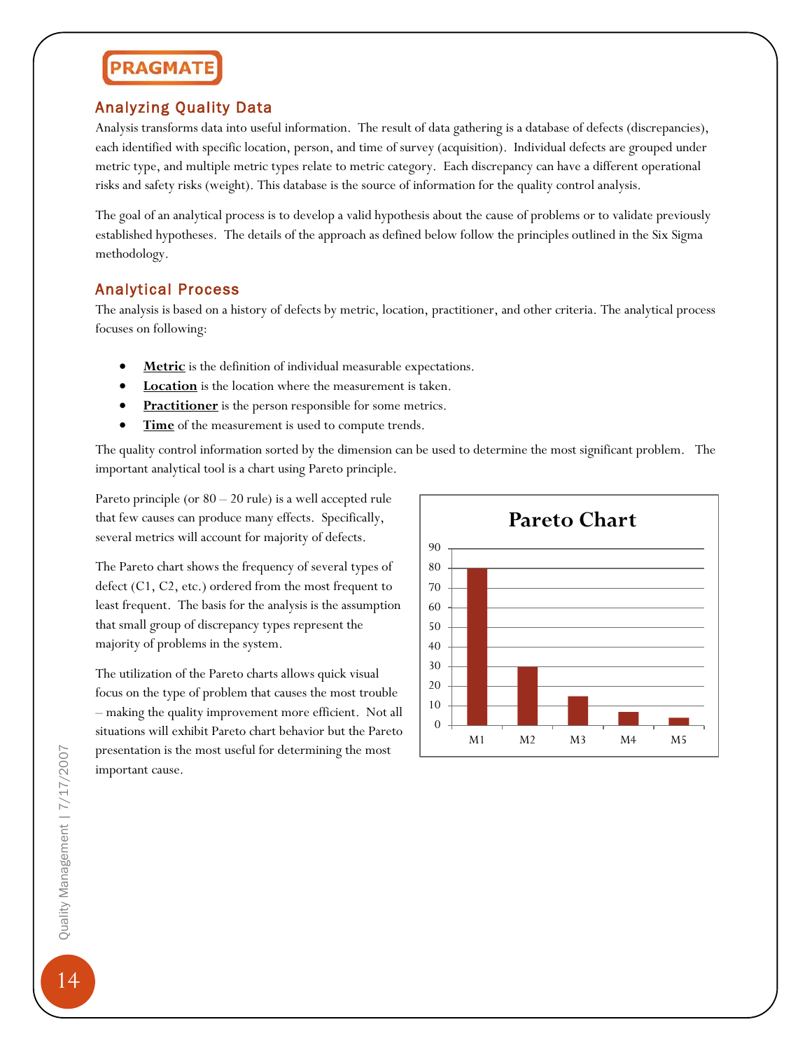## Analyzing Quality Data

Analysis transforms data into useful information. The result of data gathering is a database of defects (discrepancies), each identified with specific location, person, and time of survey (acquisition). Individual defects are grouped under metric type, and multiple metric types relate to metric category. Each discrepancy can have a different operational risks and safety risks (weight). This database is the source of information for the quality control analysis.

The goal of an analytical process is to develop a valid hypothesis about the cause of problems or to validate previously established hypotheses. The details of the approach as defined below follow the principles outlined in the Six Sigma methodology.

## Analytical Process

The analysis is based on a history of defects by metric, location, practitioner, and other criteria. The analytical process focuses on following:

- **Metric** is the definition of individual measurable expectations.
- **Location** is the location where the measurement is taken.
- **Practitioner** is the person responsible for some metrics.
- **Time** of the measurement is used to compute trends.

The quality control information sorted by the dimension can be used to determine the most significant problem. The important analytical tool is a chart using Pareto principle.

Pareto principle (or 80 – 20 rule) is a well accepted rule that few causes can produce many effects. Specifically, several metrics will account for majority of defects.

The Pareto chart shows the frequency of several types of defect (C1, C2, etc.) ordered from the most frequent to least frequent. The basis for the analysis is the assumption that small group of discrepancy types represent the majority of problems in the system.

The utilization of the Pareto charts allows quick visual focus on the type of problem that causes the most trouble – making the quality improvement more efficient. Not all situations will exhibit Pareto chart behavior but the Pareto presentation is the most useful for determining the most important cause.

**Pareto Chart**

| Metric | Value |
|---|---|
| M1 | 80 |
| M2 | 30 |
| M3 | 15 |
| M4 | 7 |
| M5 | 4 |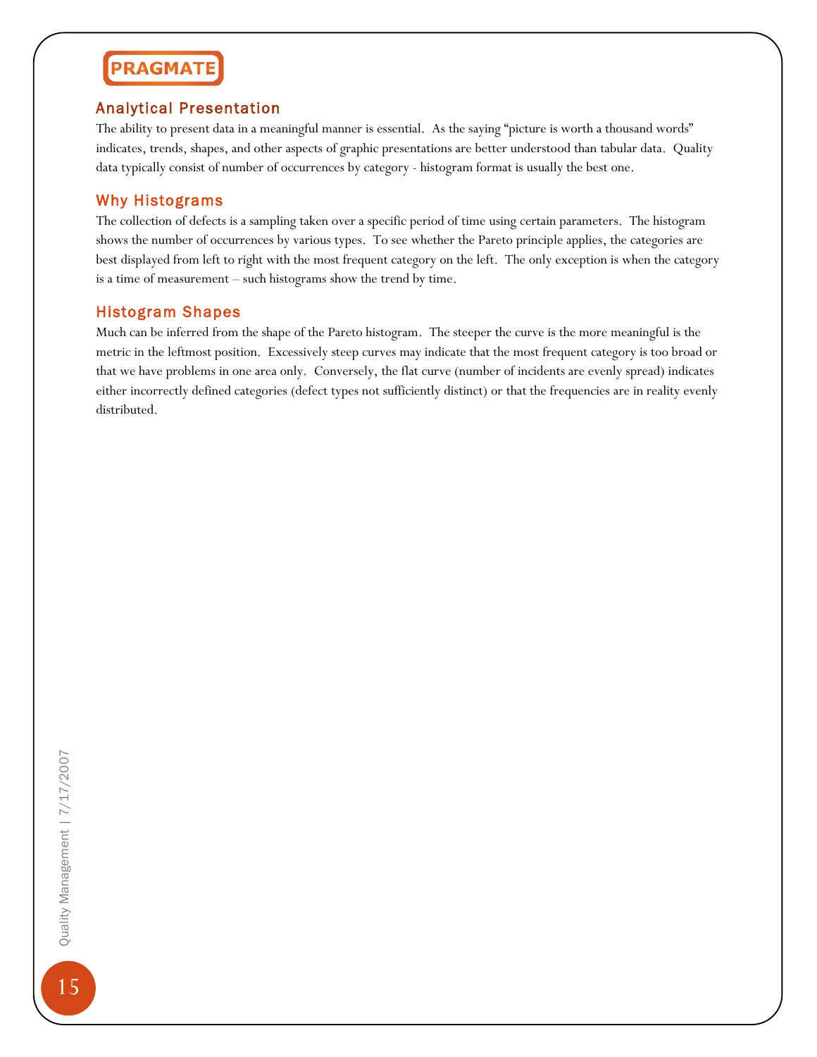## Analytical Presentation

The ability to present data in a meaningful manner is essential. As the saying "picture is worth a thousand words" indicates, trends, shapes, and other aspects of graphic presentations are better understood than tabular data. Quality data typically consist of number of occurrences by category - histogram format is usually the best one.

## Why Histograms

The collection of defects is a sampling taken over a specific period of time using certain parameters. The histogram shows the number of occurrences by various types. To see whether the Pareto principle applies, the categories are best displayed from left to right with the most frequent category on the left. The only exception is when the category is a time of measurement – such histograms show the trend by time.

## Histogram Shapes

Much can be inferred from the shape of the Pareto histogram. The steeper the curve is the more meaningful is the metric in the leftmost position. Excessively steep curves may indicate that the most frequent category is too broad or that we have problems in one area only. Conversely, the flat curve (number of incidents are evenly spread) indicates either incorrectly defined categories (defect types not sufficiently distinct) or that the frequencies are in reality evenly distributed.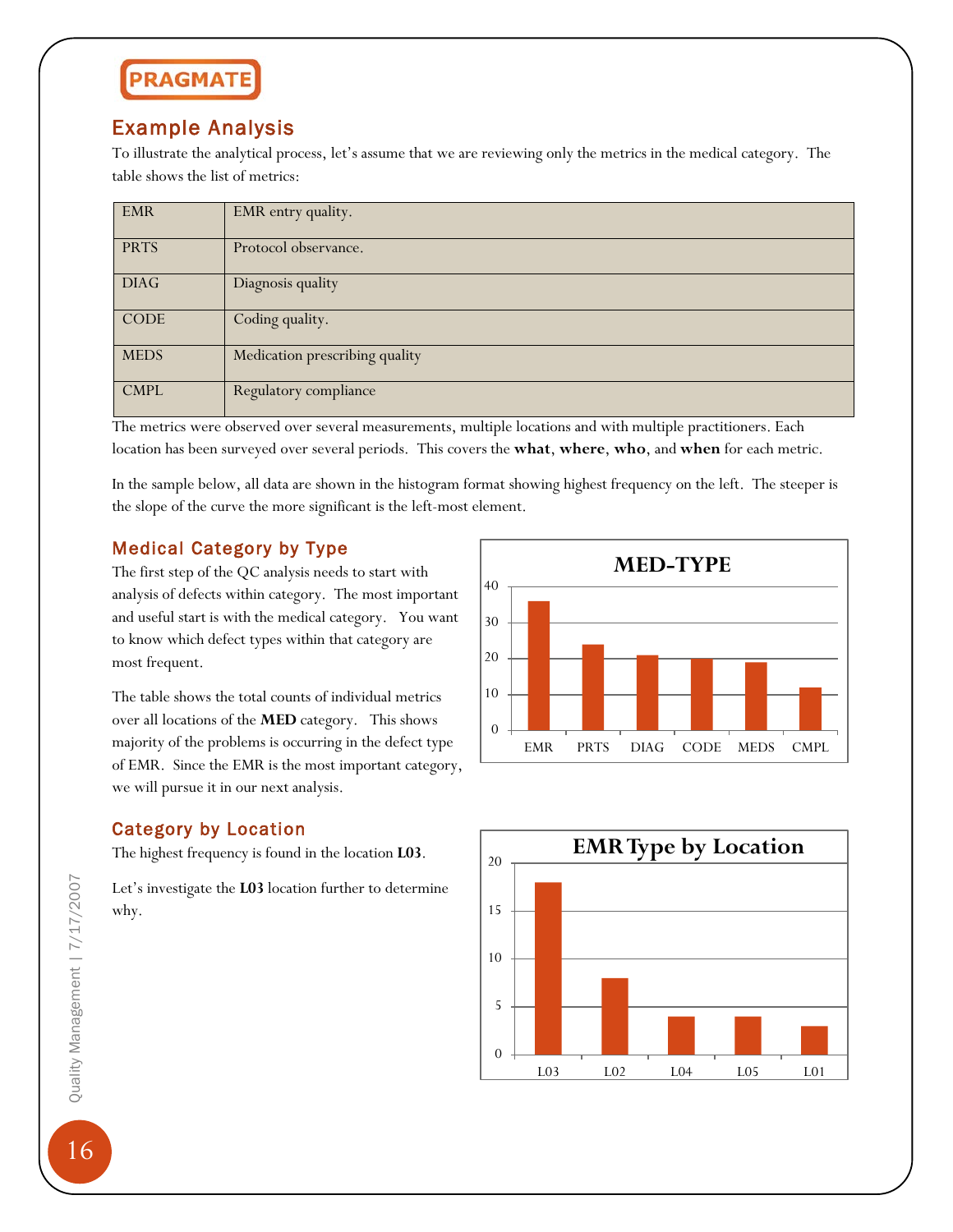## Example Analysis

To illustrate the analytical process, let's assume that we are reviewing only the metrics in the medical category. The table shows the list of metrics:

| | |
|---|---|
| EMR | EMR entry quality. |
| PRTS | Protocol observance. |
| DIAG | Diagnosis quality |
| CODE | Coding quality. |
| MEDS | Medication prescribing quality |
| CMPL | Regulatory compliance |

The metrics were observed over several measurements, multiple locations and with multiple practitioners. Each location has been surveyed over several periods. This covers the **what**, **where**, **who**, and **when** for each metric.

In the sample below, all data are shown in the histogram format showing highest frequency on the left. The steeper is the slope of the curve the more significant is the left-most element.

### Medical Category by Type

The first step of the QC analysis needs to start with analysis of defects within category. The most important and useful start is with the medical category. You want to know which defect types within that category are most frequent.

The table shows the total counts of individual metrics over all locations of the **MED** category. This shows majority of the problems is occurring in the defect type of EMR. Since the EMR is the most important category, we will pursue it in our next analysis.

**MED-TYPE**

| EMR | PRTS | DIAG | CODE | MEDS | CMPL |
|---|---|---|---|---|---|
| 36 | 24 | 21 | 20 | 19 | 12 |

### Category by Location

The highest frequency is found in the location **L03**.

Let's investigate the **L03** location further to determine why.

**EMR Type by Location**

| L03 | L02 | L04 | L05 | L01 |
|---|---|---|---|---|
| 18 | 8 | 4 | 4 | 3 |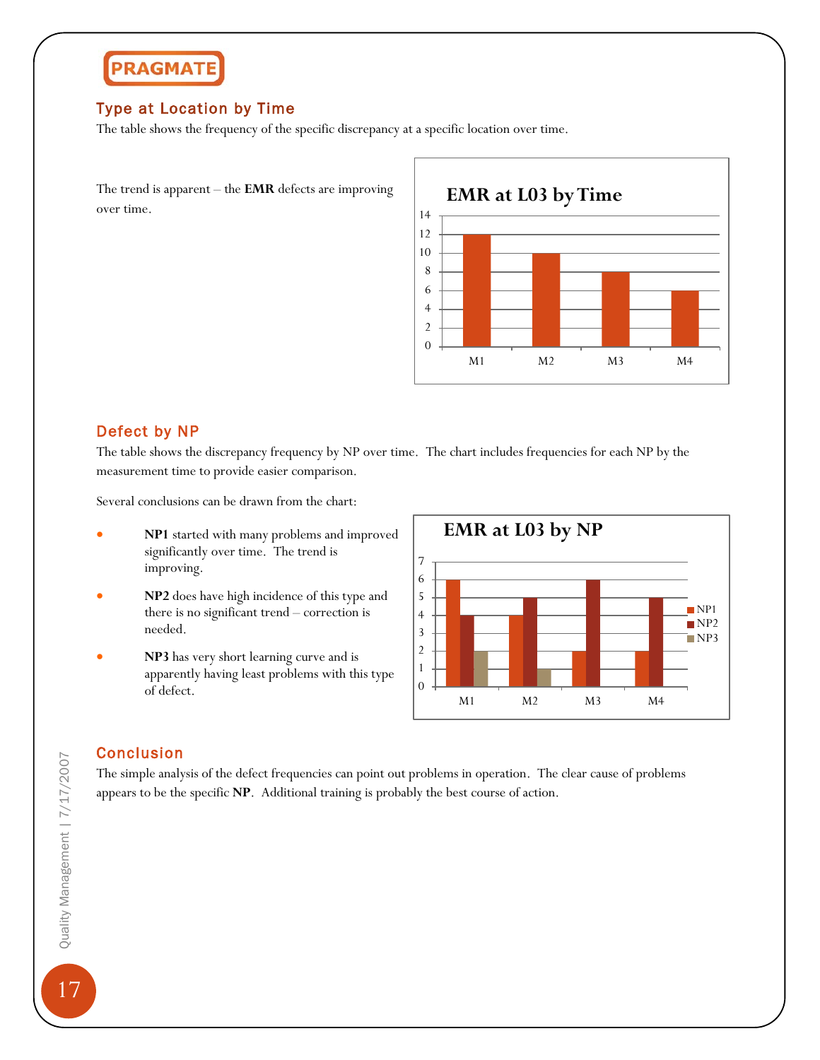## Type at Location by Time

The table shows the frequency of the specific discrepancy at a specific location over time.

The trend is apparent – the **EMR** defects are improving over time.

**EMR at L03 by Time**

| | M1 | M2 | M3 | M4 |
|---|---|---|---|---|
| EMR | 12 | 10 | 8 | 6 |

## Defect by NP

The table shows the discrepancy frequency by NP over time. The chart includes frequencies for each NP by the measurement time to provide easier comparison.

Several conclusions can be drawn from the chart:

- **NP1** started with many problems and improved significantly over time. The trend is improving.
- **NP2** does have high incidence of this type and there is no significant trend – correction is needed.
- **NP3** has very short learning curve and is apparently having least problems with this type of defect.

**EMR at L03 by NP**

| | M1 | M2 | M3 | M4 |
|---|---|---|---|---|
| NP1 | 6 | 4 | 2 | 2 |
| NP2 | 4 | 5 | 6 | 5 |
| NP3 | 2 | 1 | 0 | 0 |

## Conclusion

The simple analysis of the defect frequencies can point out problems in operation. The clear cause of problems appears to be the specific **NP**. Additional training is probably the best course of action.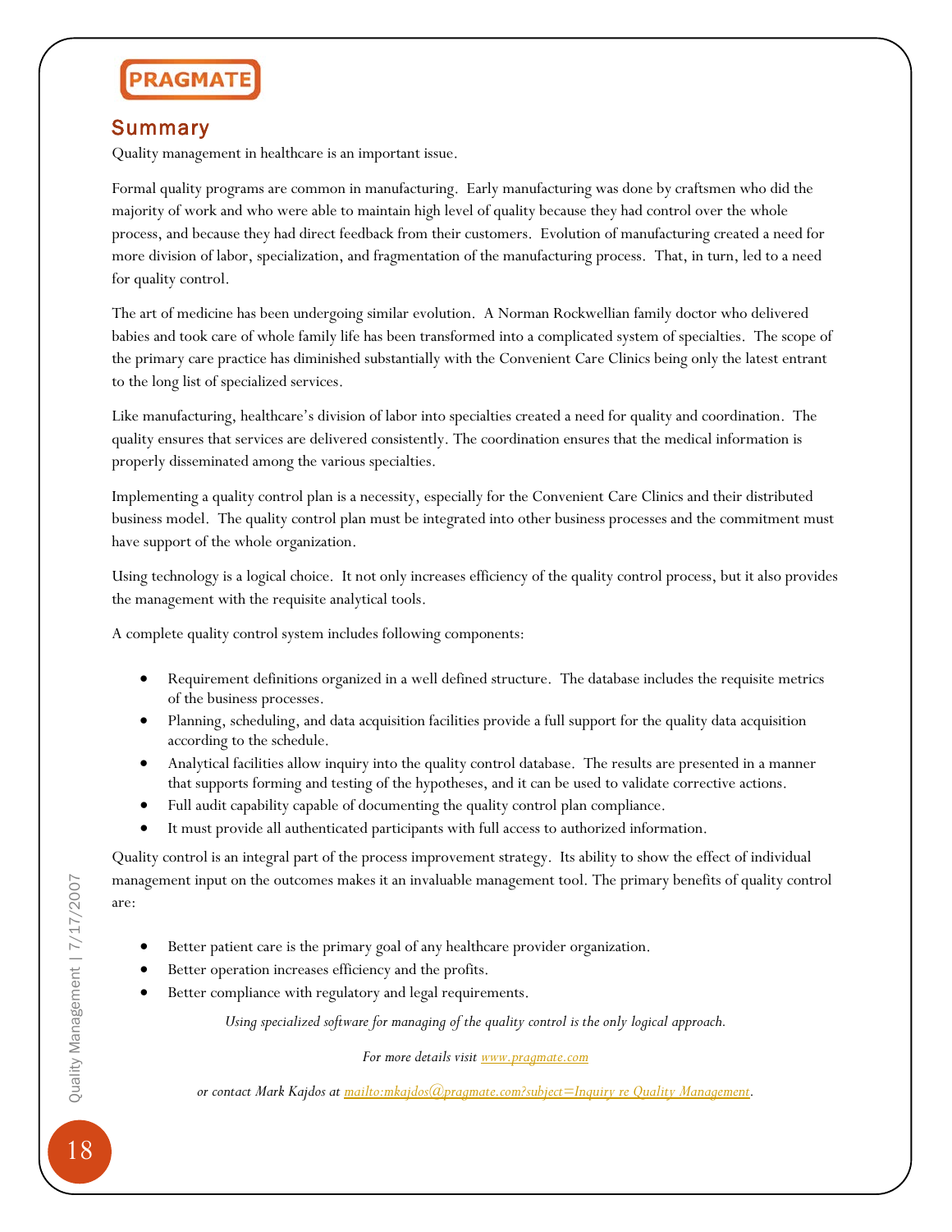## Summary

Quality management in healthcare is an important issue.

Formal quality programs are common in manufacturing. Early manufacturing was done by craftsmen who did the majority of work and who were able to maintain high level of quality because they had control over the whole process, and because they had direct feedback from their customers. Evolution of manufacturing created a need for more division of labor, specialization, and fragmentation of the manufacturing process. That, in turn, led to a need for quality control.

The art of medicine has been undergoing similar evolution. A Norman Rockwellian family doctor who delivered babies and took care of whole family life has been transformed into a complicated system of specialties. The scope of the primary care practice has diminished substantially with the Convenient Care Clinics being only the latest entrant to the long list of specialized services.

Like manufacturing, healthcare's division of labor into specialties created a need for quality and coordination. The quality ensures that services are delivered consistently. The coordination ensures that the medical information is properly disseminated among the various specialties.

Implementing a quality control plan is a necessity, especially for the Convenient Care Clinics and their distributed business model. The quality control plan must be integrated into other business processes and the commitment must have support of the whole organization.

Using technology is a logical choice. It not only increases efficiency of the quality control process, but it also provides the management with the requisite analytical tools.

A complete quality control system includes following components:

- Requirement definitions organized in a well defined structure. The database includes the requisite metrics of the business processes.
- Planning, scheduling, and data acquisition facilities provide a full support for the quality data acquisition according to the schedule.
- Analytical facilities allow inquiry into the quality control database. The results are presented in a manner that supports forming and testing of the hypotheses, and it can be used to validate corrective actions.
- Full audit capability capable of documenting the quality control plan compliance.
- It must provide all authenticated participants with full access to authorized information.

Quality control is an integral part of the process improvement strategy. Its ability to show the effect of individual management input on the outcomes makes it an invaluable management tool. The primary benefits of quality control are:

- Better patient care is the primary goal of any healthcare provider organization.
- Better operation increases efficiency and the profits.
- Better compliance with regulatory and legal requirements.

*Using specialized software for managing of the quality control is the only logical approach.*

*For more details visit [www.pragmate.com](www.pragmate.com)*

*or contact Mark Kajdos at [mailto:mkajdos@pragmate.com?subject=Inquiry re Quality Management](mailto:mkajdos@pragmate.com?subject=Inquiry re Quality Management).*